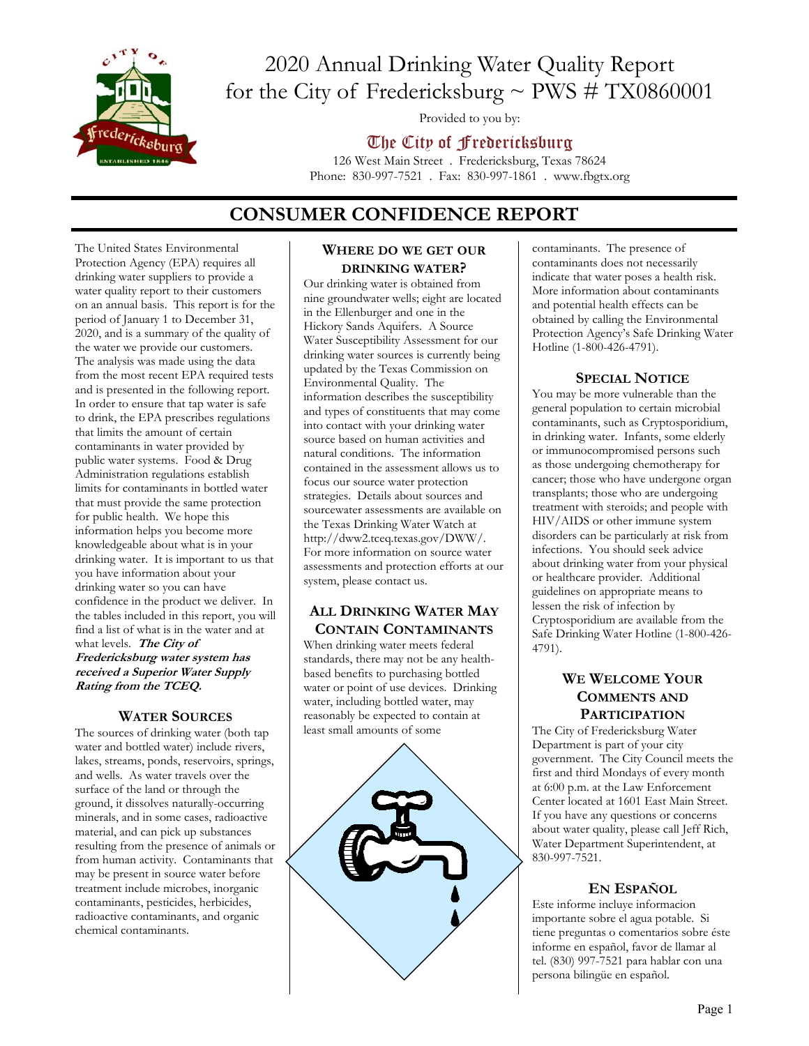# 2020 Annual Drinking Water Quality Report for the City of Fredericksburg ~ PWS # TX0860001

Provided to you by:

**The City of Fredericksburg**

126 West Main Street . Fredericksburg, Texas 78624
Phone: 830-997-7521 . Fax: 830-997-1861 . www.fbgtx.org

## CONSUMER CONFIDENCE REPORT

The United States Environmental Protection Agency (EPA) requires all drinking water suppliers to provide a water quality report to their customers on an annual basis. This report is for the period of January 1 to December 31, 2020, and is a summary of the quality of the water we provide our customers. The analysis was made using the data from the most recent EPA required tests and is presented in the following report. In order to ensure that tap water is safe to drink, the EPA prescribes regulations that limits the amount of certain contaminants in water provided by public water systems. Food & Drug Administration regulations establish limits for contaminants in bottled water that must provide the same protection for public health. We hope this information helps you become more knowledgeable about what is in your drinking water. It is important to us that you have information about your drinking water so you can have confidence in the product we deliver. In the tables included in this report, you will find a list of what is in the water and at what levels. ***The City of Fredericksburg water system has received a Superior Water Supply Rating from the TCEQ.***

### WATER SOURCES

The sources of drinking water (both tap water and bottled water) include rivers, lakes, streams, ponds, reservoirs, springs, and wells. As water travels over the surface of the land or through the ground, it dissolves naturally-occurring minerals, and in some cases, radioactive material, and can pick up substances resulting from the presence of animals or from human activity. Contaminants that may be present in source water before treatment include microbes, inorganic contaminants, pesticides, herbicides, radioactive contaminants, and organic chemical contaminants.

### WHERE DO WE GET OUR DRINKING WATER?

Our drinking water is obtained from nine groundwater wells; eight are located in the Ellenburger and one in the Hickory Sands Aquifers. A Source Water Susceptibility Assessment for our drinking water sources is currently being updated by the Texas Commission on Environmental Quality. The information describes the susceptibility and types of constituents that may come into contact with your drinking water source based on human activities and natural conditions. The information contained in the assessment allows us to focus our source water protection strategies. Details about sources and sourcewater assessments are available on the Texas Drinking Water Watch at http://dww2.tceq.texas.gov/DWW/. For more information on source water assessments and protection efforts at our system, please contact us.

### ALL DRINKING WATER MAY CONTAIN CONTAMINANTS

When drinking water meets federal standards, there may not be any health-based benefits to purchasing bottled water or point of use devices. Drinking water, including bottled water, may reasonably be expected to contain at least small amounts of some contaminants. The presence of contaminants does not necessarily indicate that water poses a health risk. More information about contaminants and potential health effects can be obtained by calling the Environmental Protection Agency's Safe Drinking Water Hotline (1-800-426-4791).

### SPECIAL NOTICE

You may be more vulnerable than the general population to certain microbial contaminants, such as Cryptosporidium, in drinking water. Infants, some elderly or immunocompromised persons such as those undergoing chemotherapy for cancer; those who have undergone organ transplants; those who are undergoing treatment with steroids; and people with HIV/AIDS or other immune system disorders can be particularly at risk from infections. You should seek advice about drinking water from your physical or healthcare provider. Additional guidelines on appropriate means to lessen the risk of infection by Cryptosporidium are available from the Safe Drinking Water Hotline (1-800-426-4791).

### WE WELCOME YOUR COMMENTS AND PARTICIPATION

The City of Fredericksburg Water Department is part of your city government. The City Council meets the first and third Mondays of every month at 6:00 p.m. at the Law Enforcement Center located at 1601 East Main Street. If you have any questions or concerns about water quality, please call Jeff Rich, Water Department Superintendent, at 830-997-7521.

### EN ESPAÑOL

Este informe incluye informacion importante sobre el agua potable. Si tiene preguntas o comentarios sobre éste informe en español, favor de llamar al tel. (830) 997-7521 para hablar con una persona bilingüe en español.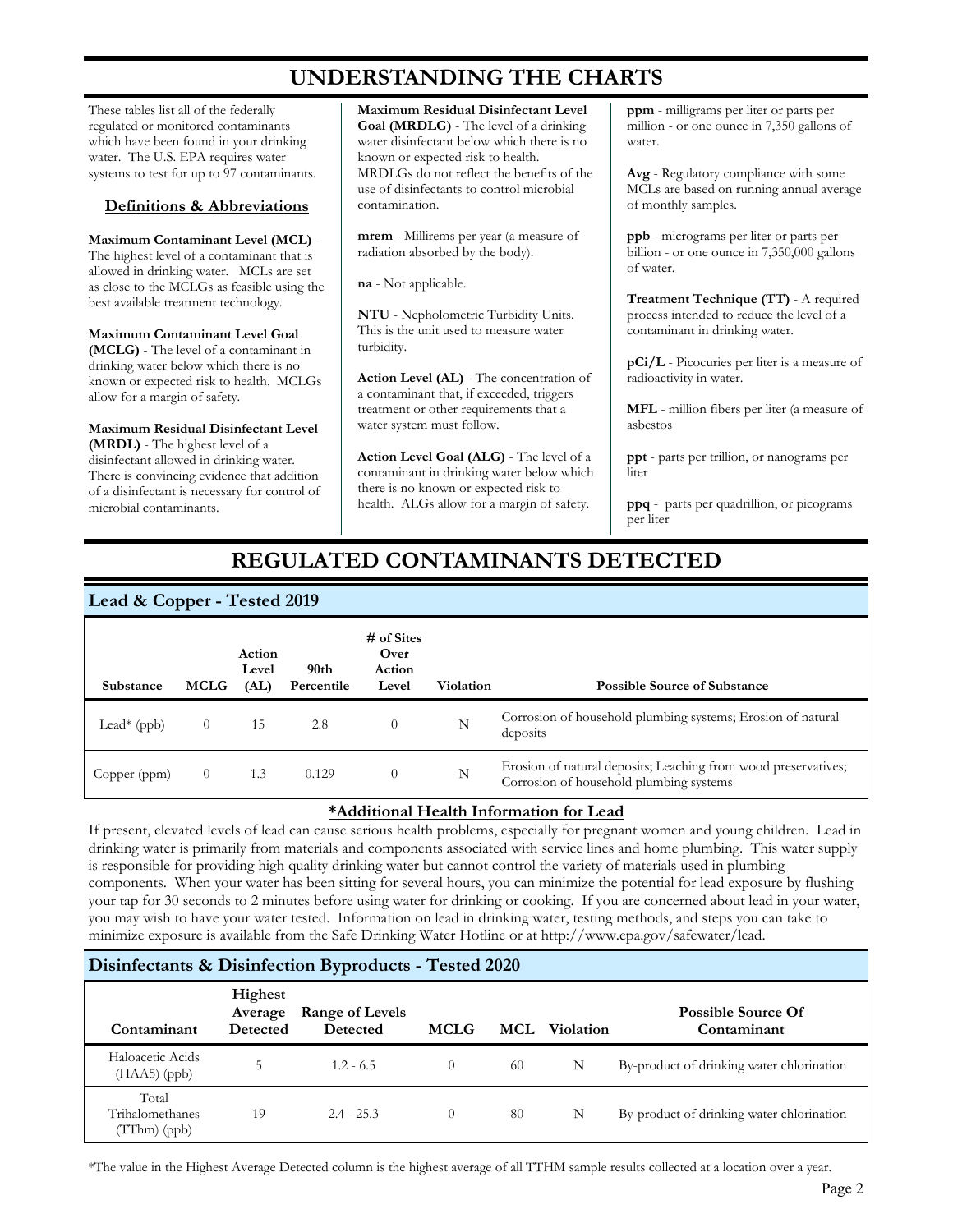# UNDERSTANDING THE CHARTS

These tables list all of the federally regulated or monitored contaminants which have been found in your drinking water. The U.S. EPA requires water systems to test for up to 97 contaminants.

## Definitions & Abbreviations

**Maximum Contaminant Level (MCL)** - The highest level of a contaminant that is allowed in drinking water. MCLs are set as close to the MCLGs as feasible using the best available treatment technology.

**Maximum Contaminant Level Goal (MCLG)** - The level of a contaminant in drinking water below which there is no known or expected risk to health. MCLGs allow for a margin of safety.

**Maximum Residual Disinfectant Level (MRDL)** - The highest level of a disinfectant allowed in drinking water. There is convincing evidence that addition of a disinfectant is necessary for control of microbial contaminants.

**Maximum Residual Disinfectant Level Goal (MRDLG)** - The level of a drinking water disinfectant below which there is no known or expected risk to health. MRDLGs do not reflect the benefits of the use of disinfectants to control microbial contamination.

**mrem** - Millirems per year (a measure of radiation absorbed by the body).

**na** - Not applicable.

**NTU** - Nephelometric Turbidity Units. This is the unit used to measure water turbidity.

**Action Level (AL)** - The concentration of a contaminant that, if exceeded, triggers treatment or other requirements that a water system must follow.

**Action Level Goal (ALG)** - The level of a contaminant in drinking water below which there is no known or expected risk to health. ALGs allow for a margin of safety.

**ppm** - milligrams per liter or parts per million - or one ounce in 7,350 gallons of water.

**Avg** - Regulatory compliance with some MCLs are based on running annual average of monthly samples.

**ppb** - micrograms per liter or parts per billion - or one ounce in 7,350,000 gallons of water.

**Treatment Technique (TT)** - A required process intended to reduce the level of a contaminant in drinking water.

**pCi/L** - Picocuries per liter is a measure of radioactivity in water.

**MFL** - million fibers per liter (a measure of asbestos

**ppt** - parts per trillion, or nanograms per liter

**ppq** - parts per quadrillion, or picograms per liter

# REGULATED CONTAMINANTS DETECTED

## Lead & Copper - Tested 2019

| Substance | MCLG | Action Level (AL) | 90th Percentile | # of Sites Over Action Level | Violation | Possible Source of Substance |
|---|---|---|---|---|---|---|
| Lead* (ppb) | 0 | 15 | 2.8 | 0 | N | Corrosion of household plumbing systems; Erosion of natural deposits |
| Copper (ppm) | 0 | 1.3 | 0.129 | 0 | N | Erosion of natural deposits; Leaching from wood preservatives; Corrosion of household plumbing systems |

### *Additional Health Information for Lead

If present, elevated levels of lead can cause serious health problems, especially for pregnant women and young children. Lead in drinking water is primarily from materials and components associated with service lines and home plumbing. This water supply is responsible for providing high quality drinking water but cannot control the variety of materials used in plumbing components. When your water has been sitting for several hours, you can minimize the potential for lead exposure by flushing your tap for 30 seconds to 2 minutes before using water for drinking or cooking. If you are concerned about lead in your water, you may wish to have your water tested. Information on lead in drinking water, testing methods, and steps you can take to minimize exposure is available from the Safe Drinking Water Hotline or at http://www.epa.gov/safewater/lead.

## Disinfectants & Disinfection Byproducts - Tested 2020

| Contaminant | Highest Average Detected | Range of Levels Detected | MCLG | MCL | Violation | Possible Source Of Contaminant |
|---|---|---|---|---|---|---|
| Haloacetic Acids (HAA5) (ppb) | 5 | 1.2 - 6.5 | 0 | 60 | N | By-product of drinking water chlorination |
| Total Trihalomethanes (TThm) (ppb) | 19 | 2.4 - 25.3 | 0 | 80 | N | By-product of drinking water chlorination |

*The value in the Highest Average Detected column is the highest average of all TTHM sample results collected at a location over a year.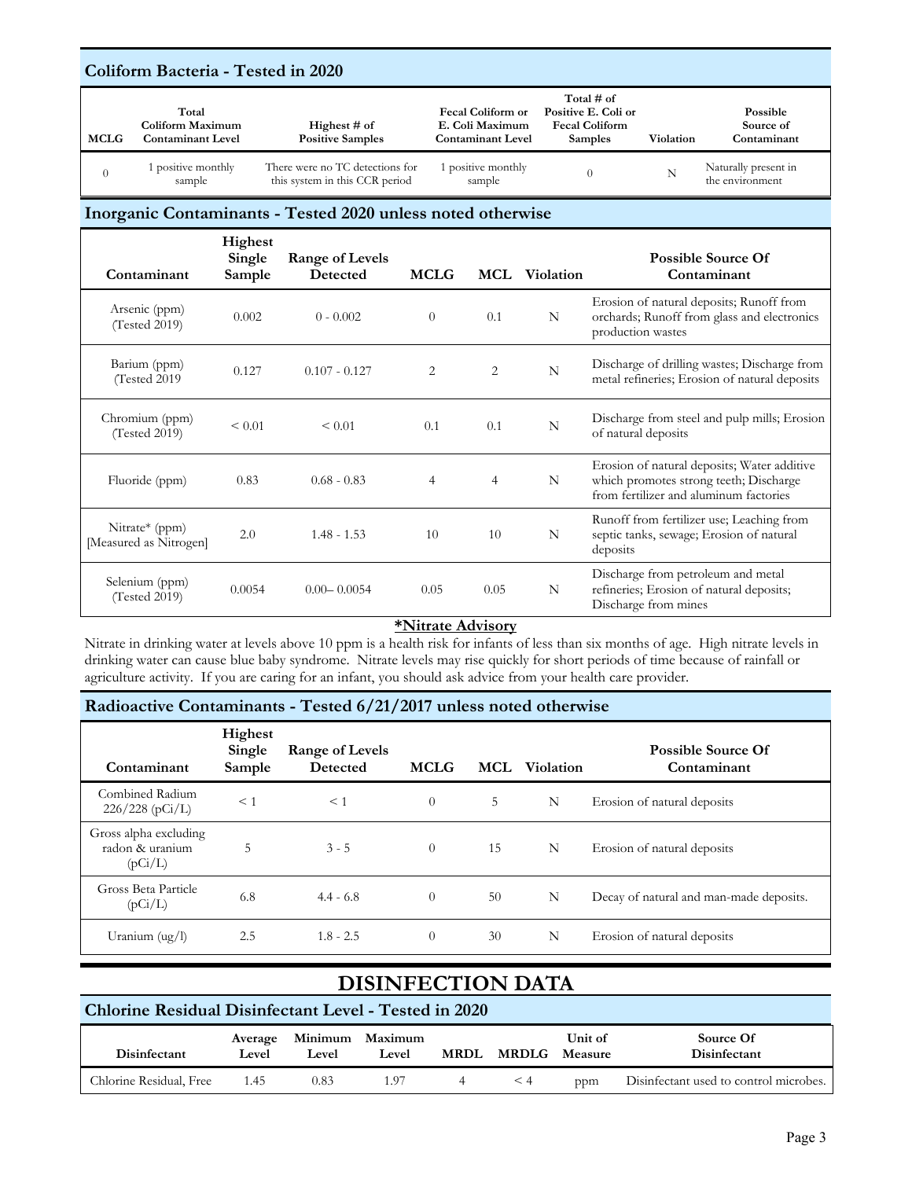## Coliform Bacteria - Tested in 2020

| MCLG | Total Coliform Maximum Contaminant Level | Highest # of Positive Samples | Fecal Coliform or E. Coli Maximum Contaminant Level | Total # of Positive E. Coli or Fecal Coliform Samples | Violation | Possible Source of Contaminant |
|---|---|---|---|---|---|---|
| 0 | 1 positive monthly sample | There were no TC detections for this system in this CCR period | 1 positive monthly sample | 0 | N | Naturally present in the environment |

## Inorganic Contaminants - Tested 2020 unless noted otherwise

| Contaminant | Highest Single Sample | Range of Levels Detected | MCLG | MCL | Violation | Possible Source Of Contaminant |
|---|---|---|---|---|---|---|
| Arsenic (ppm) (Tested 2019) | 0.002 | 0 - 0.002 | 0 | 0.1 | N | Erosion of natural deposits; Runoff from orchards; Runoff from glass and electronics production wastes |
| Barium (ppm) (Tested 2019 | 0.127 | 0.107 - 0.127 | 2 | 2 | N | Discharge of drilling wastes; Discharge from metal refineries; Erosion of natural deposits |
| Chromium (ppm) (Tested 2019) | < 0.01 | < 0.01 | 0.1 | 0.1 | N | Discharge from steel and pulp mills; Erosion of natural deposits |
| Fluoride (ppm) | 0.83 | 0.68 - 0.83 | 4 | 4 | N | Erosion of natural deposits; Water additive which promotes strong teeth; Discharge from fertilizer and aluminum factories |
| Nitrate* (ppm) [Measured as Nitrogen] | 2.0 | 1.48 - 1.53 | 10 | 10 | N | Runoff from fertilizer use; Leaching from septic tanks, sewage; Erosion of natural deposits |
| Selenium (ppm) (Tested 2019) | 0.0054 | 0.00– 0.0054 | 0.05 | 0.05 | N | Discharge from petroleum and metal refineries; Erosion of natural deposits; Discharge from mines |

**\*Nitrate Advisory**

Nitrate in drinking water at levels above 10 ppm is a health risk for infants of less than six months of age. High nitrate levels in drinking water can cause blue baby syndrome. Nitrate levels may rise quickly for short periods of time because of rainfall or agriculture activity. If you are caring for an infant, you should ask advice from your health care provider.

## Radioactive Contaminants - Tested 6/21/2017 unless noted otherwise

| Contaminant | Highest Single Sample | Range of Levels Detected | MCLG | MCL | Violation | Possible Source Of Contaminant |
|---|---|---|---|---|---|---|
| Combined Radium 226/228 (pCi/L) | < 1 | < 1 | 0 | 5 | N | Erosion of natural deposits |
| Gross alpha excluding radon & uranium (pCi/L) | 5 | 3 - 5 | 0 | 15 | N | Erosion of natural deposits |
| Gross Beta Particle (pCi/L) | 6.8 | 4.4 - 6.8 | 0 | 50 | N | Decay of natural and man-made deposits. |
| Uranium (ug/l) | 2.5 | 1.8 - 2.5 | 0 | 30 | N | Erosion of natural deposits |

# DISINFECTION DATA

## Chlorine Residual Disinfectant Level - Tested in 2020

| Disinfectant | Average Level | Minimum Level | Maximum Level | MRDL | MRDLG | Unit of Measure | Source Of Disinfectant |
|---|---|---|---|---|---|---|---|
| Chlorine Residual, Free | 1.45 | 0.83 | 1.97 | 4 | < 4 | ppm | Disinfectant used to control microbes. |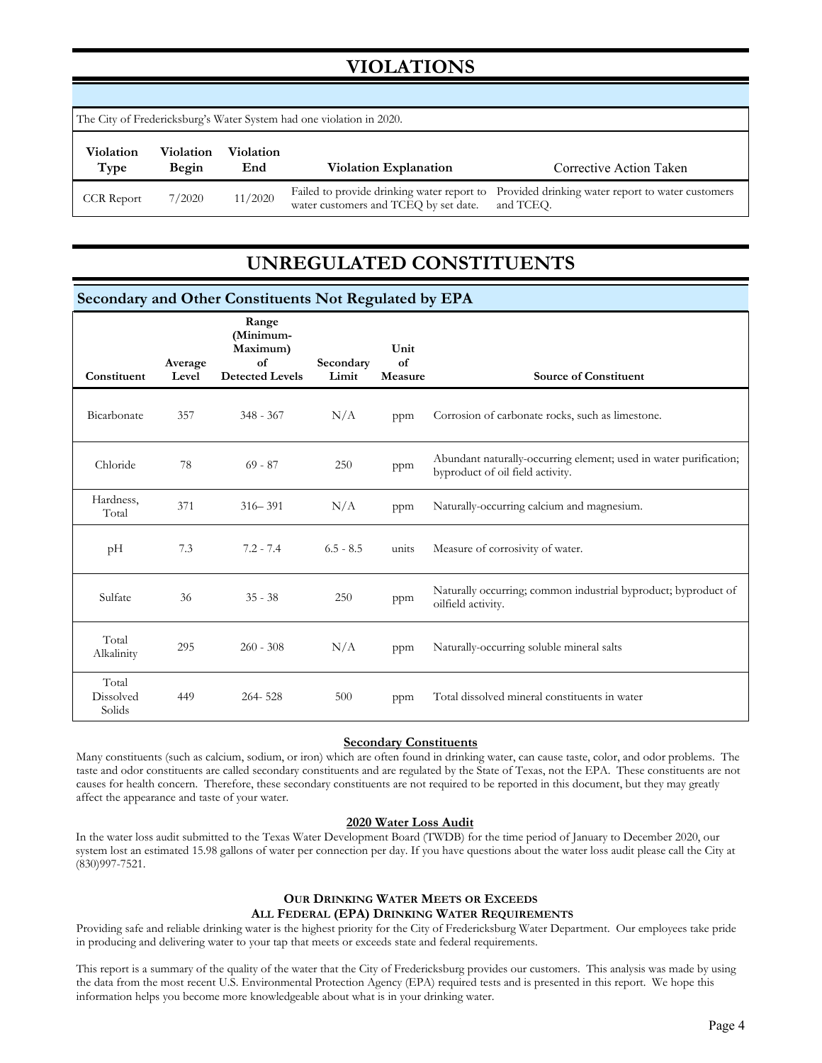# VIOLATIONS

The City of Fredericksburg's Water System had one violation in 2020.

| Violation Type | Violation Begin | Violation End | Violation Explanation | Corrective Action Taken |
|---|---|---|---|---|
| CCR Report | 7/2020 | 11/2020 | Failed to provide drinking water report to water customers and TCEQ by set date. | Provided drinking water report to water customers and TCEQ. |

# UNREGULATED CONSTITUENTS

## Secondary and Other Constituents Not Regulated by EPA

| Constituent | Average Level | Range (Minimum-Maximum) of Detected Levels | Secondary Limit | Unit of Measure | Source of Constituent |
|---|---|---|---|---|---|
| Bicarbonate | 357 | 348 - 367 | N/A | ppm | Corrosion of carbonate rocks, such as limestone. |
| Chloride | 78 | 69 - 87 | 250 | ppm | Abundant naturally-occurring element; used in water purification; byproduct of oil field activity. |
| Hardness, Total | 371 | 316– 391 | N/A | ppm | Naturally-occurring calcium and magnesium. |
| pH | 7.3 | 7.2 - 7.4 | 6.5 - 8.5 | units | Measure of corrosivity of water. |
| Sulfate | 36 | 35 - 38 | 250 | ppm | Naturally occurring; common industrial byproduct; byproduct of oilfield activity. |
| Total Alkalinity | 295 | 260 - 308 | N/A | ppm | Naturally-occurring soluble mineral salts |
| Total Dissolved Solids | 449 | 264- 528 | 500 | ppm | Total dissolved mineral constituents in water |

### Secondary Constituents

Many constituents (such as calcium, sodium, or iron) which are often found in drinking water, can cause taste, color, and odor problems. The taste and odor constituents are called secondary constituents and are regulated by the State of Texas, not the EPA. These constituents are not causes for health concern. Therefore, these secondary constituents are not required to be reported in this document, but they may greatly affect the appearance and taste of your water.

### 2020 Water Loss Audit

In the water loss audit submitted to the Texas Water Development Board (TWDB) for the time period of January to December 2020, our system lost an estimated 15.98 gallons of water per connection per day. If you have questions about the water loss audit please call the City at (830)997-7521.

### Our Drinking Water Meets or Exceeds All Federal (EPA) Drinking Water Requirements

Providing safe and reliable drinking water is the highest priority for the City of Fredericksburg Water Department. Our employees take pride in producing and delivering water to your tap that meets or exceeds state and federal requirements.

This report is a summary of the quality of the water that the City of Fredericksburg provides our customers. This analysis was made by using the data from the most recent U.S. Environmental Protection Agency (EPA) required tests and is presented in this report. We hope this information helps you become more knowledgeable about what is in your drinking water.